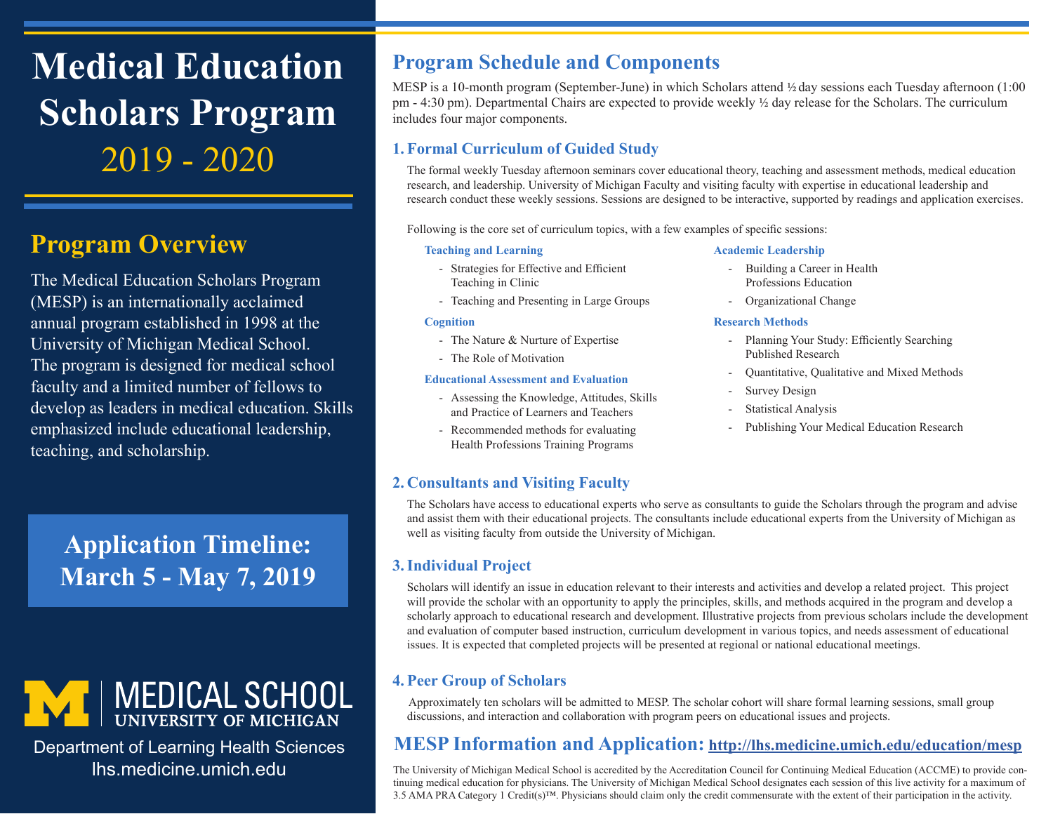# Medical Education Scholars Program

## 2019 - 2020

## Program Overview

The Medical Education Scholars Program (MESP) is an internationally acclaimed annual program established in 1998 at the University of Michigan Medical School. The program is designed for medical school faculty and a limited number of fellows to develop as leaders in medical education. Skills emphasized include educational leadership, teaching, and scholarship.

**Application Timeline: March 5 - May 7, 2019**

MEDICAL SCHOOL
UNIVERSITY OF MICHIGAN

Department of Learning Health Sciences
lhs.medicine.umich.edu

## Program Schedule and Components

MESP is a 10-month program (September-June) in which Scholars attend ½ day sessions each Tuesday afternoon (1:00 pm - 4:30 pm). Departmental Chairs are expected to provide weekly ½ day release for the Scholars. The curriculum includes four major components.

### 1. Formal Curriculum of Guided Study

The formal weekly Tuesday afternoon seminars cover educational theory, teaching and assessment methods, medical education research, and leadership. University of Michigan Faculty and visiting faculty with expertise in educational leadership and research conduct these weekly sessions. Sessions are designed to be interactive, supported by readings and application exercises.

Following is the core set of curriculum topics, with a few examples of specific sessions:

**Teaching and Learning**
- Strategies for Effective and Efficient Teaching in Clinic
- Teaching and Presenting in Large Groups

**Cognition**
- The Nature & Nurture of Expertise
- The Role of Motivation

**Educational Assessment and Evaluation**
- Assessing the Knowledge, Attitudes, Skills and Practice of Learners and Teachers
- Recommended methods for evaluating Health Professions Training Programs

**Academic Leadership**
- Building a Career in Health Professions Education
- Organizational Change

**Research Methods**
- Planning Your Study: Efficiently Searching Published Research
- Quantitative, Qualitative and Mixed Methods
- Survey Design
- Statistical Analysis
- Publishing Your Medical Education Research

### 2. Consultants and Visiting Faculty

The Scholars have access to educational experts who serve as consultants to guide the Scholars through the program and advise and assist them with their educational projects. The consultants include educational experts from the University of Michigan as well as visiting faculty from outside the University of Michigan.

### 3. Individual Project

Scholars will identify an issue in education relevant to their interests and activities and develop a related project. This project will provide the scholar with an opportunity to apply the principles, skills, and methods acquired in the program and develop a scholarly approach to educational research and development. Illustrative projects from previous scholars include the development and evaluation of computer based instruction, curriculum development in various topics, and needs assessment of educational issues. It is expected that completed projects will be presented at regional or national educational meetings.

### 4. Peer Group of Scholars

Approximately ten scholars will be admitted to MESP. The scholar cohort will share formal learning sessions, small group discussions, and interaction and collaboration with program peers on educational issues and projects.

## MESP Information and Application: http://lhs.medicine.umich.edu/education/mesp

The University of Michigan Medical School is accredited by the Accreditation Council for Continuing Medical Education (ACCME) to provide continuing medical education for physicians. The University of Michigan Medical School designates each session of this live activity for a maximum of 3.5 AMA PRA Category 1 Credit(s)™. Physicians should claim only the credit commensurate with the extent of their participation in the activity.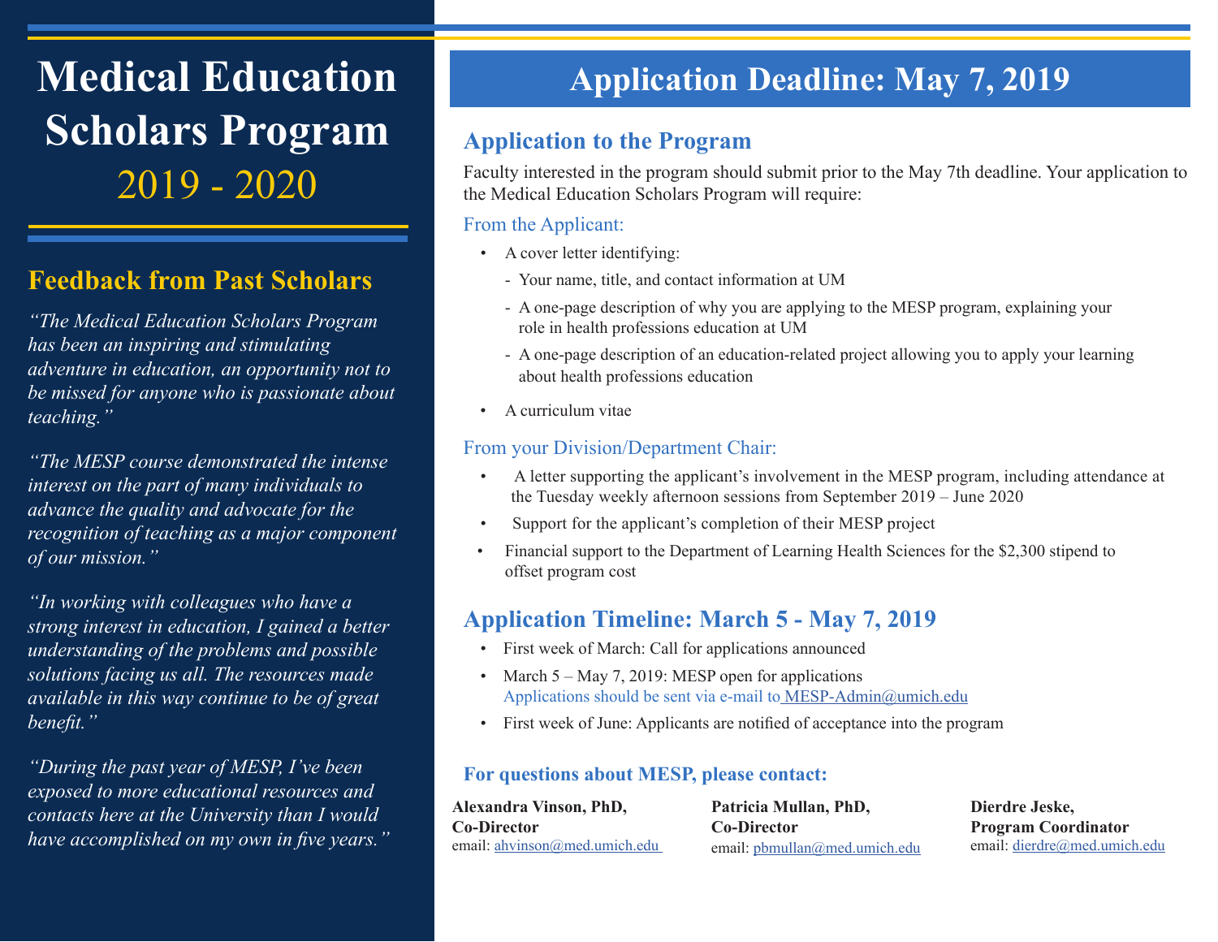# Medical Education Scholars Program

2019 - 2020

## Feedback from Past Scholars

*"The Medical Education Scholars Program has been an inspiring and stimulating adventure in education, an opportunity not to be missed for anyone who is passionate about teaching."*

*"The MESP course demonstrated the intense interest on the part of many individuals to advance the quality and advocate for the recognition of teaching as a major component of our mission."*

*"In working with colleagues who have a strong interest in education, I gained a better understanding of the problems and possible solutions facing us all. The resources made available in this way continue to be of great benefit."*

*"During the past year of MESP, I've been exposed to more educational resources and contacts here at the University than I would have accomplished on my own in five years."*

## Application Deadline: May 7, 2019

### Application to the Program

Faculty interested in the program should submit prior to the May 7th deadline. Your application to the Medical Education Scholars Program will require:

#### From the Applicant:

- A cover letter identifying:
  - Your name, title, and contact information at UM
  - A one-page description of why you are applying to the MESP program, explaining your role in health professions education at UM
  - A one-page description of an education-related project allowing you to apply your learning about health professions education
- A curriculum vitae

#### From your Division/Department Chair:

- A letter supporting the applicant's involvement in the MESP program, including attendance at the Tuesday weekly afternoon sessions from September 2019 – June 2020
- Support for the applicant's completion of their MESP project
- Financial support to the Department of Learning Health Sciences for the $2,300 stipend to offset program cost

### Application Timeline: March 5 - May 7, 2019

- First week of March: Call for applications announced
- March 5 – May 7, 2019: MESP open for applications
  Applications should be sent via e-mail to MESP-Admin@umich.edu
- First week of June: Applicants are notified of acceptance into the program

### For questions about MESP, please contact:

**Alexandra Vinson, PhD, Co-Director**
email: ahvinson@med.umich.edu

**Patricia Mullan, PhD, Co-Director**
email: pbmullan@med.umich.edu

**Dierdre Jeske, Program Coordinator**
email: dierdre@med.umich.edu